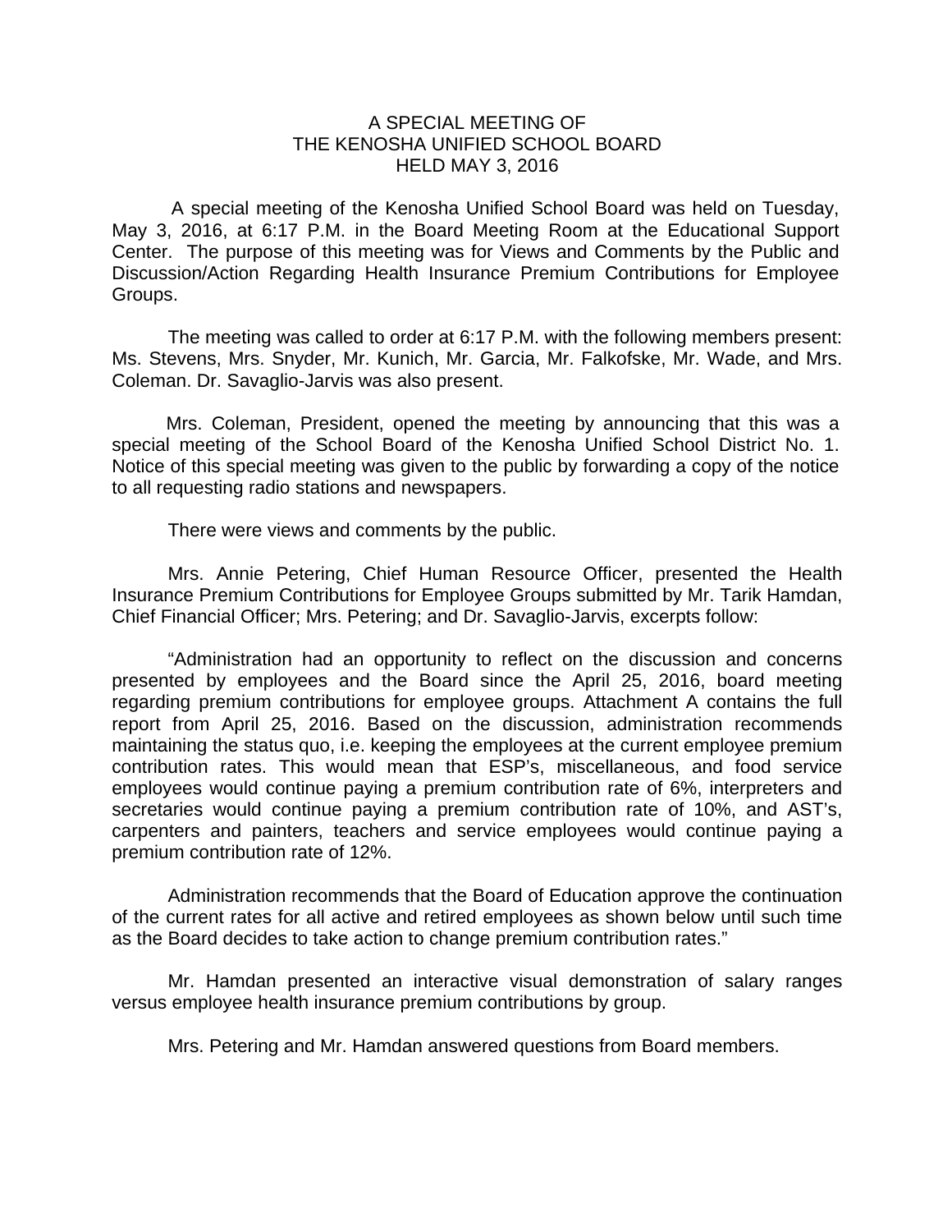# A SPECIAL MEETING OF THE KENOSHA UNIFIED SCHOOL BOARD HELD MAY 3, 2016

A special meeting of the Kenosha Unified School Board was held on Tuesday, May 3, 2016, at 6:17 P.M. in the Board Meeting Room at the Educational Support Center. The purpose of this meeting was for Views and Comments by the Public and Discussion/Action Regarding Health Insurance Premium Contributions for Employee Groups.

The meeting was called to order at 6:17 P.M. with the following members present: Ms. Stevens, Mrs. Snyder, Mr. Kunich, Mr. Garcia, Mr. Falkofske, Mr. Wade, and Mrs. Coleman. Dr. Savaglio-Jarvis was also present.

Mrs. Coleman, President, opened the meeting by announcing that this was a special meeting of the School Board of the Kenosha Unified School District No. 1. Notice of this special meeting was given to the public by forwarding a copy of the notice to all requesting radio stations and newspapers.

There were views and comments by the public.

Mrs. Annie Petering, Chief Human Resource Officer, presented the Health Insurance Premium Contributions for Employee Groups submitted by Mr. Tarik Hamdan, Chief Financial Officer; Mrs. Petering; and Dr. Savaglio-Jarvis, excerpts follow:

"Administration had an opportunity to reflect on the discussion and concerns presented by employees and the Board since the April 25, 2016, board meeting regarding premium contributions for employee groups. Attachment A contains the full report from April 25, 2016. Based on the discussion, administration recommends maintaining the status quo, i.e. keeping the employees at the current employee premium contribution rates. This would mean that ESP's, miscellaneous, and food service employees would continue paying a premium contribution rate of 6%, interpreters and secretaries would continue paying a premium contribution rate of 10%, and AST's, carpenters and painters, teachers and service employees would continue paying a premium contribution rate of 12%.

Administration recommends that the Board of Education approve the continuation of the current rates for all active and retired employees as shown below until such time as the Board decides to take action to change premium contribution rates."

Mr. Hamdan presented an interactive visual demonstration of salary ranges versus employee health insurance premium contributions by group.

Mrs. Petering and Mr. Hamdan answered questions from Board members.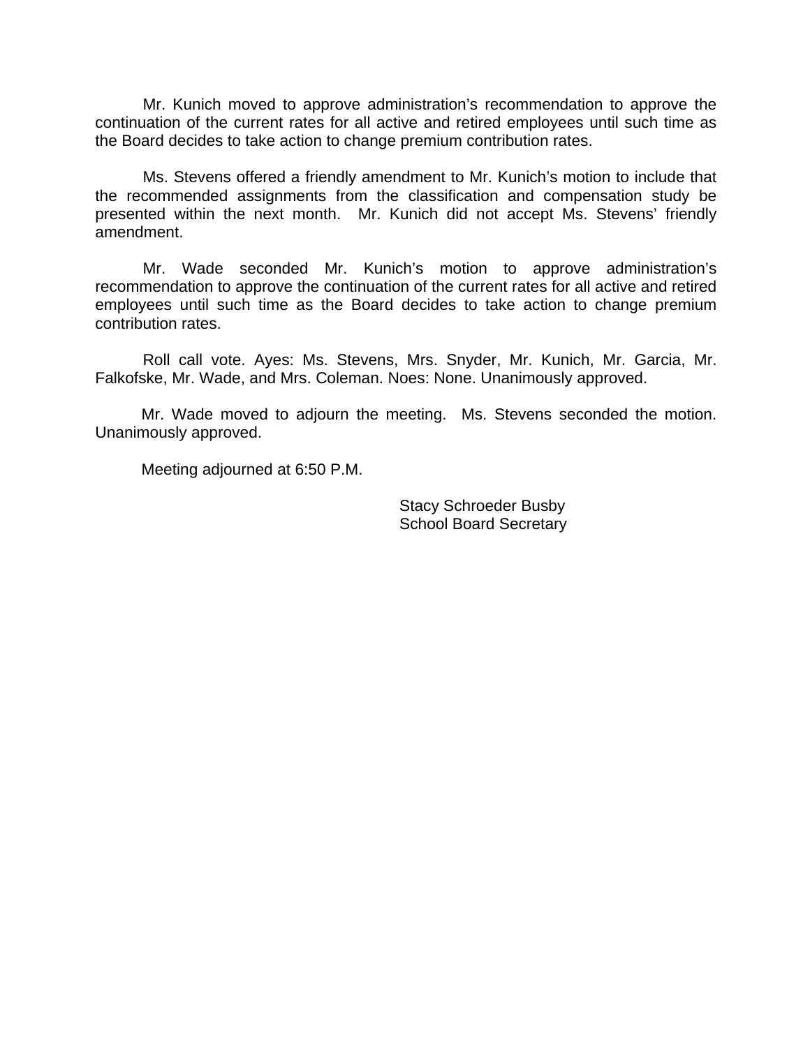Mr. Kunich moved to approve administration's recommendation to approve the continuation of the current rates for all active and retired employees until such time as the Board decides to take action to change premium contribution rates.

Ms. Stevens offered a friendly amendment to Mr. Kunich's motion to include that the recommended assignments from the classification and compensation study be presented within the next month. Mr. Kunich did not accept Ms. Stevens' friendly amendment.

Mr. Wade seconded Mr. Kunich's motion to approve administration's recommendation to approve the continuation of the current rates for all active and retired employees until such time as the Board decides to take action to change premium contribution rates.

Roll call vote. Ayes: Ms. Stevens, Mrs. Snyder, Mr. Kunich, Mr. Garcia, Mr. Falkofske, Mr. Wade, and Mrs. Coleman. Noes: None. Unanimously approved.

Mr. Wade moved to adjourn the meeting. Ms. Stevens seconded the motion. Unanimously approved.

Meeting adjourned at 6:50 P.M.

Stacy Schroeder Busby
School Board Secretary